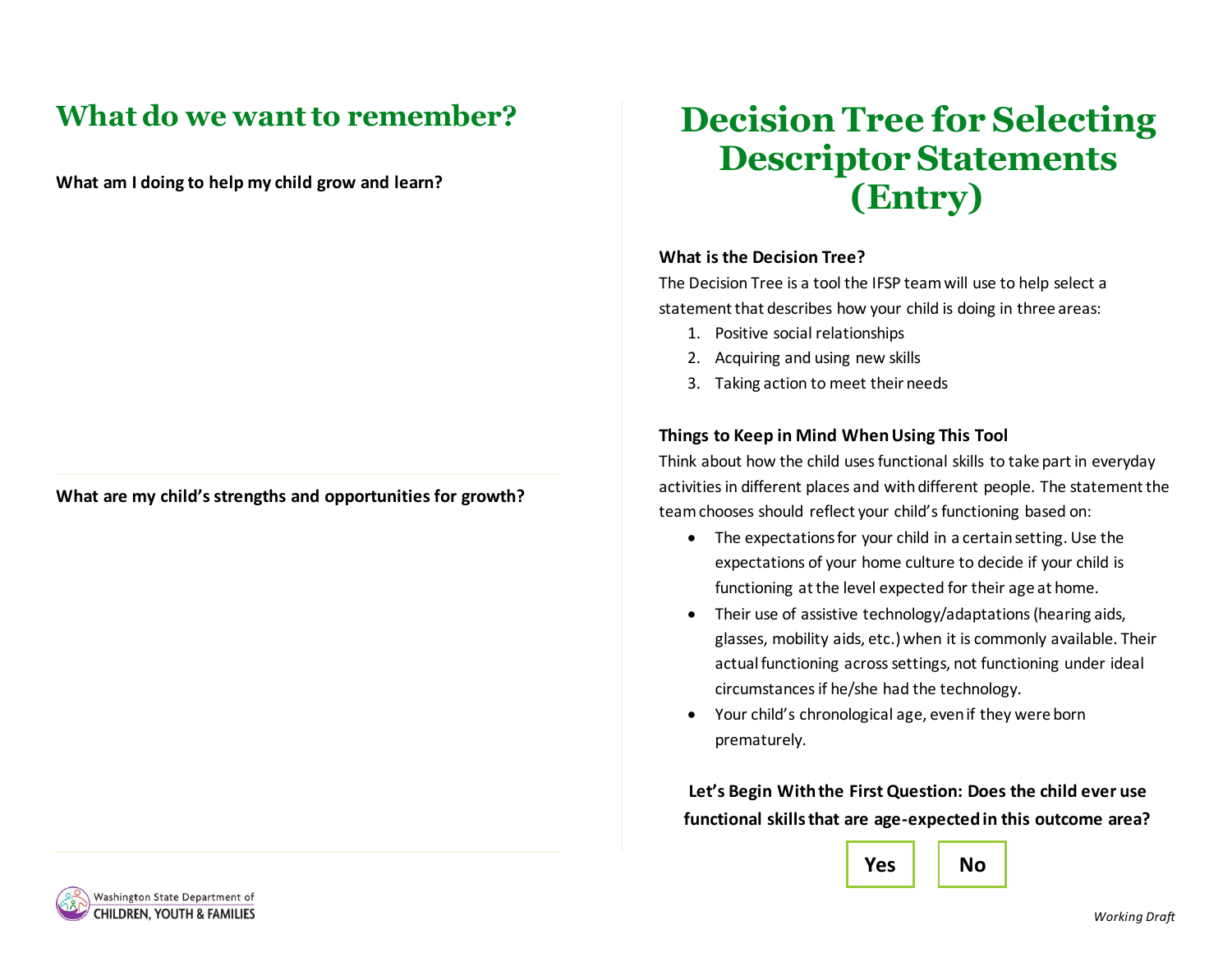## What do we want to remember?

**What am I doing to help my child grow and learn?**

**What are my child's strengths and opportunities for growth?**

Washington State Department of CHILDREN, YOUTH & FAMILIES

# Decision Tree for Selecting Descriptor Statements (Entry)

**What is the Decision Tree?**

The Decision Tree is a tool the IFSP team will use to help select a statement that describes how your child is doing in three areas:

1. Positive social relationships
2. Acquiring and using new skills
3. Taking action to meet their needs

**Things to Keep in Mind When Using This Tool**

Think about how the child uses functional skills to take part in everyday activities in different places and with different people. The statement the team chooses should reflect your child's functioning based on:

- The expectations for your child in a certain setting. Use the expectations of your home culture to decide if your child is functioning at the level expected for their age at home.
- Their use of assistive technology/adaptations (hearing aids, glasses, mobility aids, etc.) when it is commonly available. Their actual functioning across settings, not functioning under ideal circumstances if he/she had the technology.
- Your child's chronological age, even if they were born prematurely.

**Let's Begin With the First Question: Does the child ever use functional skills that are age-expected in this outcome area?**

**Yes** **No**

*Working Draft*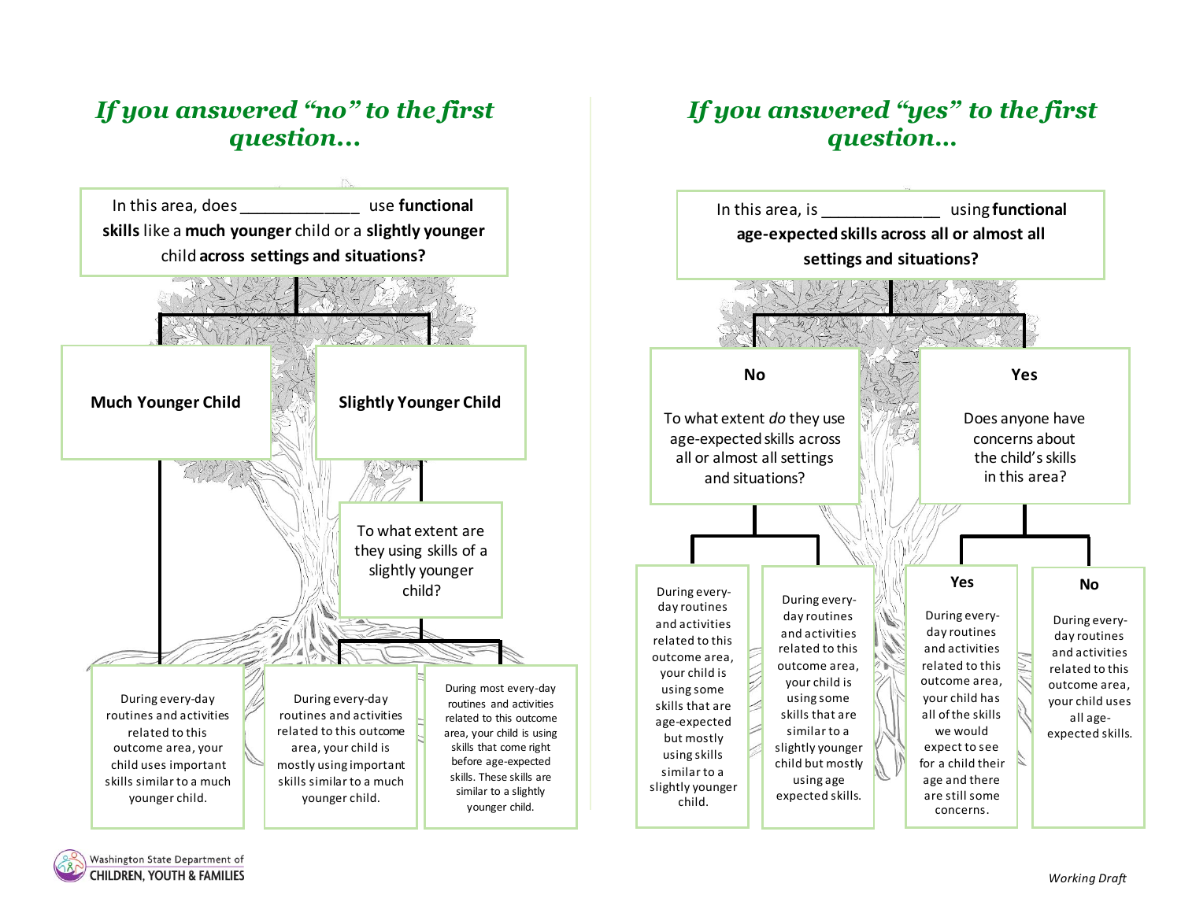## *If you answered "no" to the first question…*

In this area, does _____________ use **functional skills** like a **much younger** child or a **slightly younger** child **across settings and situations?**

**Much Younger Child**

**Slightly Younger Child**

To what extent are they using skills of a slightly younger child?

During every-day routines and activities related to this outcome area, your child uses important skills similar to a much younger child.

During every-day routines and activities related to this outcome area, your child is mostly using important skills similar to a much younger child.

During most every-day routines and activities related to this outcome area, your child is using skills that come right before age-expected skills. These skills are similar to a slightly younger child.

## *If you answered "yes" to the first question…*

In this area, is _____________ using **functional age-expected skills across all or almost all settings and situations?**

**No**

To what extent *do* they use age-expected skills across all or almost all settings and situations?

**Yes**

Does anyone have concerns about the child's skills in this area?

During every-day routines and activities related to this outcome area, your child is using some skills that are age-expected but mostly using skills similar to a slightly younger child.

During every-day routines and activities related to this outcome area, your child is using some skills that are similar to a slightly younger child but mostly using age expected skills.

**Yes**

During every-day routines and activities related to this outcome area, your child has all of the skills we would expect to see for a child their age and there are still some concerns.

**No**

During every-day routines and activities related to this outcome area, your child uses all age-expected skills.

Washington State Department of CHILDREN, YOUTH & FAMILIES

*Working Draft*